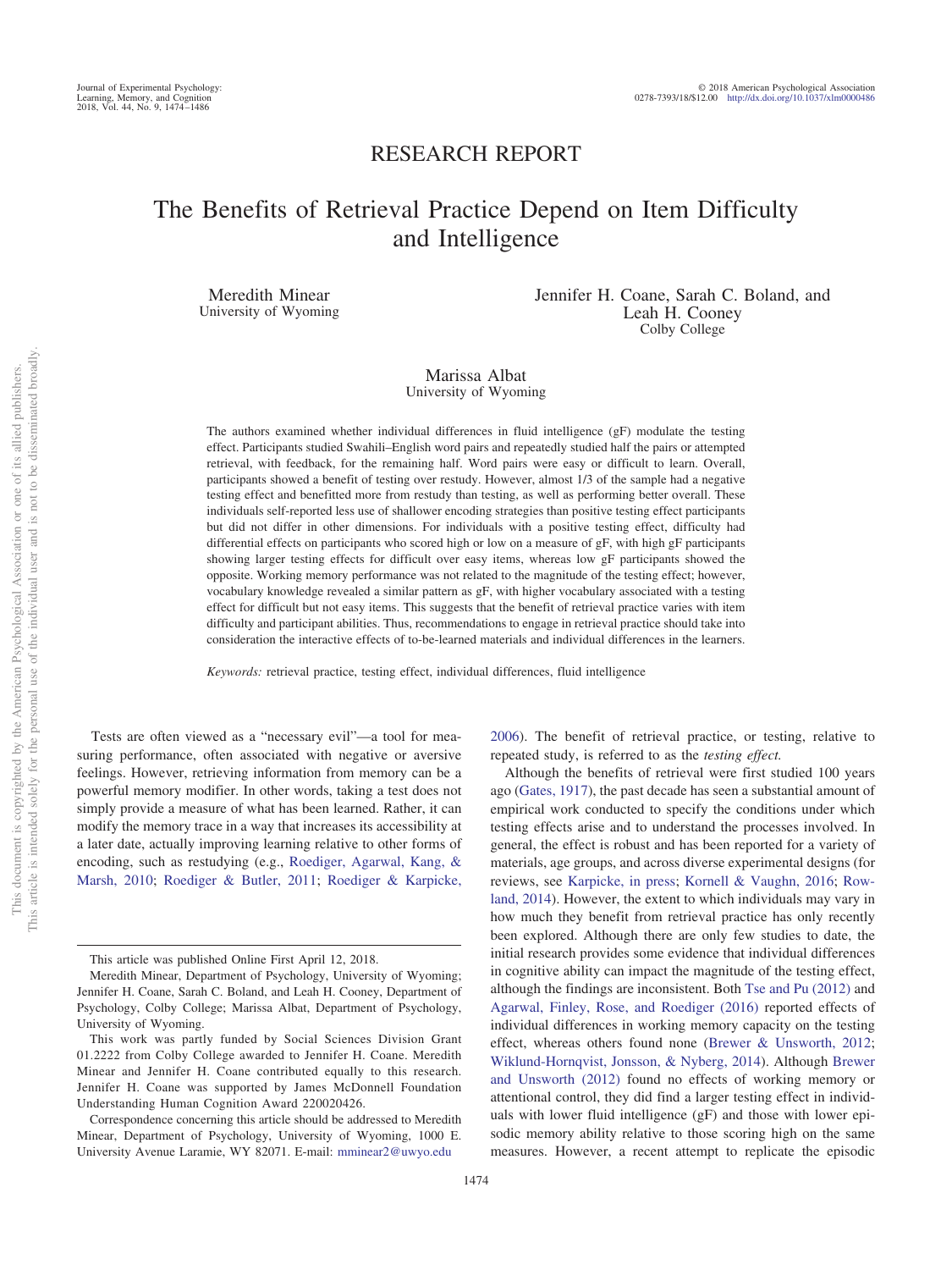RESEARCH REPORT

# The Benefits of Retrieval Practice Depend on Item Difficulty and Intelligence

Meredith Minear
University of Wyoming

Jennifer H. Coane, Sarah C. Boland, and Leah H. Cooney
Colby College

Marissa Albat
University of Wyoming

The authors examined whether individual differences in fluid intelligence (gF) modulate the testing effect. Participants studied Swahili–English word pairs and repeatedly studied half the pairs or attempted retrieval, with feedback, for the remaining half. Word pairs were easy or difficult to learn. Overall, participants showed a benefit of testing over restudy. However, almost 1/3 of the sample had a negative testing effect and benefitted more from restudy than testing, as well as performing better overall. These individuals self-reported less use of shallower encoding strategies than positive testing effect participants but did not differ in other dimensions. For individuals with a positive testing effect, difficulty had differential effects on participants who scored high or low on a measure of gF, with high gF participants showing larger testing effects for difficult over easy items, whereas low gF participants showed the opposite. Working memory performance was not related to the magnitude of the testing effect; however, vocabulary knowledge revealed a similar pattern as gF, with higher vocabulary associated with a testing effect for difficult but not easy items. This suggests that the benefit of retrieval practice varies with item difficulty and participant abilities. Thus, recommendations to engage in retrieval practice should take into consideration the interactive effects of to-be-learned materials and individual differences in the learners.

*Keywords:* retrieval practice, testing effect, individual differences, fluid intelligence

Tests are often viewed as a "necessary evil"—a tool for measuring performance, often associated with negative or aversive feelings. However, retrieving information from memory can be a powerful memory modifier. In other words, taking a test does not simply provide a measure of what has been learned. Rather, it can modify the memory trace in a way that increases its accessibility at a later date, actually improving learning relative to other forms of encoding, such as restudying (e.g., Roediger, Agarwal, Kang, & Marsh, 2010; Roediger & Butler, 2011; Roediger & Karpicke, 2006). The benefit of retrieval practice, or testing, relative to repeated study, is referred to as the *testing effect.*

Although the benefits of retrieval were first studied 100 years ago (Gates, 1917), the past decade has seen a substantial amount of empirical work conducted to specify the conditions under which testing effects arise and to understand the processes involved. In general, the effect is robust and has been reported for a variety of materials, age groups, and across diverse experimental designs (for reviews, see Karpicke, in press; Kornell & Vaughn, 2016; Rowland, 2014). However, the extent to which individuals may vary in how much they benefit from retrieval practice has only recently been explored. Although there are only few studies to date, the initial research provides some evidence that individual differences in cognitive ability can impact the magnitude of the testing effect, although the findings are inconsistent. Both Tse and Pu (2012) and Agarwal, Finley, Rose, and Roediger (2016) reported effects of individual differences in working memory capacity on the testing effect, whereas others found none (Brewer & Unsworth, 2012; Wiklund-Hornqvist, Jonsson, & Nyberg, 2014). Although Brewer and Unsworth (2012) found no effects of working memory or attentional control, they did find a larger testing effect in individuals with lower fluid intelligence (gF) and those with lower episodic memory ability relative to those scoring high on the same measures. However, a recent attempt to replicate the episodic

---

This article was published Online First April 12, 2018.

Meredith Minear, Department of Psychology, University of Wyoming; Jennifer H. Coane, Sarah C. Boland, and Leah H. Cooney, Department of Psychology, Colby College; Marissa Albat, Department of Psychology, University of Wyoming.

This work was partly funded by Social Sciences Division Grant 01.2222 from Colby College awarded to Jennifer H. Coane. Meredith Minear and Jennifer H. Coane contributed equally to this research. Jennifer H. Coane was supported by James McDonnell Foundation Understanding Human Cognition Award 220020426.

Correspondence concerning this article should be addressed to Meredith Minear, Department of Psychology, University of Wyoming, 1000 E. University Avenue Laramie, WY 82071. E-mail: mminear2@uwyo.edu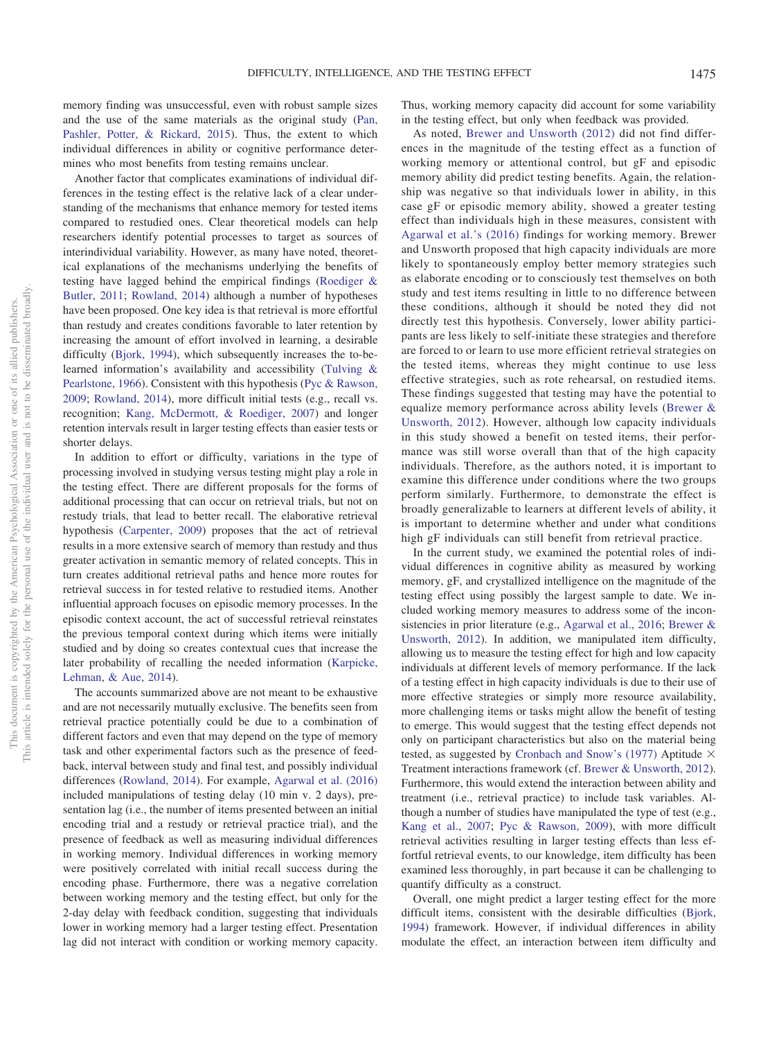memory finding was unsuccessful, even with robust sample sizes and the use of the same materials as the original study (Pan, Pashler, Potter, & Rickard, 2015). Thus, the extent to which individual differences in ability or cognitive performance determines who most benefits from testing remains unclear.

Another factor that complicates examinations of individual differences in the testing effect is the relative lack of a clear understanding of the mechanisms that enhance memory for tested items compared to restudied ones. Clear theoretical models can help researchers identify potential processes to target as sources of interindividual variability. However, as many have noted, theoretical explanations of the mechanisms underlying the benefits of testing have lagged behind the empirical findings (Roediger & Butler, 2011; Rowland, 2014) although a number of hypotheses have been proposed. One key idea is that retrieval is more effortful than restudy and creates conditions favorable to later retention by increasing the amount of effort involved in learning, a desirable difficulty (Bjork, 1994), which subsequently increases the to-be-learned information's availability and accessibility (Tulving & Pearlstone, 1966). Consistent with this hypothesis (Pyc & Rawson, 2009; Rowland, 2014), more difficult initial tests (e.g., recall vs. recognition; Kang, McDermott, & Roediger, 2007) and longer retention intervals result in larger testing effects than easier tests or shorter delays.

In addition to effort or difficulty, variations in the type of processing involved in studying versus testing might play a role in the testing effect. There are different proposals for the forms of additional processing that can occur on retrieval trials, but not on restudy trials, that lead to better recall. The elaborative retrieval hypothesis (Carpenter, 2009) proposes that the act of retrieval results in a more extensive search of memory than restudy and thus greater activation in semantic memory of related concepts. This in turn creates additional retrieval paths and hence more routes for retrieval success in for tested relative to restudied items. Another influential approach focuses on episodic memory processes. In the episodic context account, the act of successful retrieval reinstates the previous temporal context during which items were initially studied and by doing so creates contextual cues that increase the later probability of recalling the needed information (Karpicke, Lehman, & Aue, 2014).

The accounts summarized above are not meant to be exhaustive and are not necessarily mutually exclusive. The benefits seen from retrieval practice potentially could be due to a combination of different factors and even that may depend on the type of memory task and other experimental factors such as the presence of feedback, interval between study and final test, and possibly individual differences (Rowland, 2014). For example, Agarwal et al. (2016) included manipulations of testing delay (10 min v. 2 days), presentation lag (i.e., the number of items presented between an initial encoding trial and a restudy or retrieval practice trial), and the presence of feedback as well as measuring individual differences in working memory. Individual differences in working memory were positively correlated with initial recall success during the encoding phase. Furthermore, there was a negative correlation between working memory and the testing effect, but only for the 2-day delay with feedback condition, suggesting that individuals lower in working memory had a larger testing effect. Presentation lag did not interact with condition or working memory capacity. Thus, working memory capacity did account for some variability in the testing effect, but only when feedback was provided.

As noted, Brewer and Unsworth (2012) did not find differences in the magnitude of the testing effect as a function of working memory or attentional control, but gF and episodic memory ability did predict testing benefits. Again, the relationship was negative so that individuals lower in ability, in this case gF or episodic memory ability, showed a greater testing effect than individuals high in these measures, consistent with Agarwal et al.'s (2016) findings for working memory. Brewer and Unsworth proposed that high capacity individuals are more likely to spontaneously employ better memory strategies such as elaborate encoding or to consciously test themselves on both study and test items resulting in little to no difference between these conditions, although it should be noted they did not directly test this hypothesis. Conversely, lower ability participants are less likely to self-initiate these strategies and therefore are forced to or learn to use more efficient retrieval strategies on the tested items, whereas they might continue to use less effective strategies, such as rote rehearsal, on restudied items. These findings suggested that testing may have the potential to equalize memory performance across ability levels (Brewer & Unsworth, 2012). However, although low capacity individuals in this study showed a benefit on tested items, their performance was still worse overall than that of the high capacity individuals. Therefore, as the authors noted, it is important to examine this difference under conditions where the two groups perform similarly. Furthermore, to demonstrate the effect is broadly generalizable to learners at different levels of ability, it is important to determine whether and under what conditions high gF individuals can still benefit from retrieval practice.

In the current study, we examined the potential roles of individual differences in cognitive ability as measured by working memory, gF, and crystallized intelligence on the magnitude of the testing effect using possibly the largest sample to date. We included working memory measures to address some of the inconsistencies in prior literature (e.g., Agarwal et al., 2016; Brewer & Unsworth, 2012). In addition, we manipulated item difficulty, allowing us to measure the testing effect for high and low capacity individuals at different levels of memory performance. If the lack of a testing effect in high capacity individuals is due to their use of more effective strategies or simply more resource availability, more challenging items or tasks might allow the benefit of testing to emerge. This would suggest that the testing effect depends not only on participant characteristics but also on the material being tested, as suggested by Cronbach and Snow's (1977) Aptitude × Treatment interactions framework (cf. Brewer & Unsworth, 2012). Furthermore, this would extend the interaction between ability and treatment (i.e., retrieval practice) to include task variables. Although a number of studies have manipulated the type of test (e.g., Kang et al., 2007; Pyc & Rawson, 2009), with more difficult retrieval activities resulting in larger testing effects than less effortful retrieval events, to our knowledge, item difficulty has been examined less thoroughly, in part because it can be challenging to quantify difficulty as a construct.

Overall, one might predict a larger testing effect for the more difficult items, consistent with the desirable difficulties (Bjork, 1994) framework. However, if individual differences in ability modulate the effect, an interaction between item difficulty and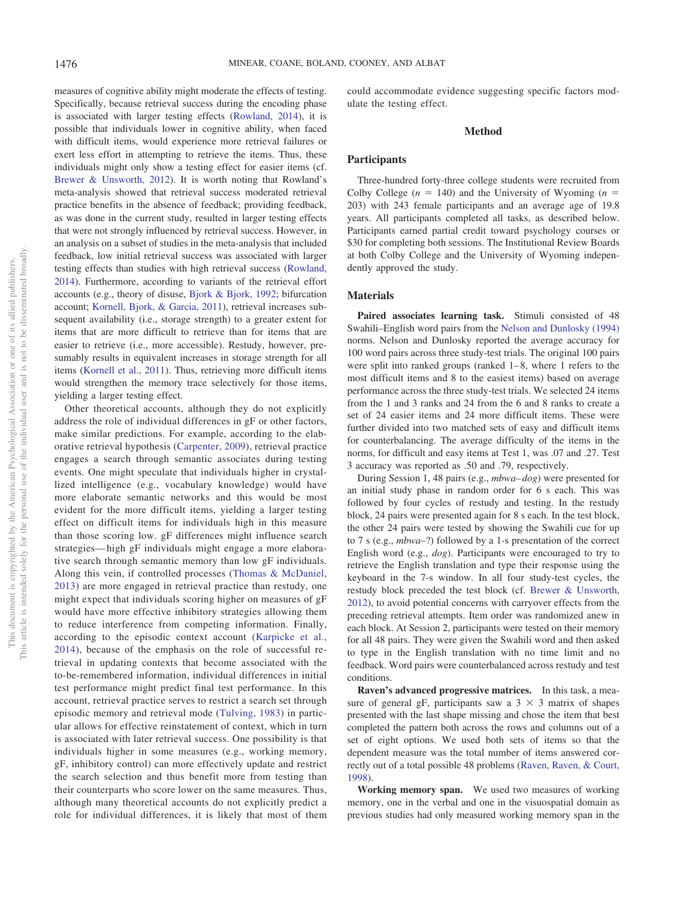measures of cognitive ability might moderate the effects of testing. Specifically, because retrieval success during the encoding phase is associated with larger testing effects (Rowland, 2014), it is possible that individuals lower in cognitive ability, when faced with difficult items, would experience more retrieval failures or exert less effort in attempting to retrieve the items. Thus, these individuals might only show a testing effect for easier items (cf. Brewer & Unsworth, 2012). It is worth noting that Rowland's meta-analysis showed that retrieval success moderated retrieval practice benefits in the absence of feedback; providing feedback, as was done in the current study, resulted in larger testing effects that were not strongly influenced by retrieval success. However, in an analysis on a subset of studies in the meta-analysis that included feedback, low initial retrieval success was associated with larger testing effects than studies with high retrieval success (Rowland, 2014). Furthermore, according to variants of the retrieval effort accounts (e.g., theory of disuse, Bjork & Bjork, 1992; bifurcation account; Kornell, Bjork, & Garcia, 2011), retrieval increases subsequent availability (i.e., storage strength) to a greater extent for items that are more difficult to retrieve than for items that are easier to retrieve (i.e., more accessible). Restudy, however, presumably results in equivalent increases in storage strength for all items (Kornell et al., 2011). Thus, retrieving more difficult items would strengthen the memory trace selectively for those items, yielding a larger testing effect.

Other theoretical accounts, although they do not explicitly address the role of individual differences in gF or other factors, make similar predictions. For example, according to the elaborative retrieval hypothesis (Carpenter, 2009), retrieval practice engages a search through semantic associates during testing events. One might speculate that individuals higher in crystallized intelligence (e.g., vocabulary knowledge) would have more elaborate semantic networks and this would be most evident for the more difficult items, yielding a larger testing effect on difficult items for individuals high in this measure than those scoring low. gF differences might influence search strategies—high gF individuals might engage a more elaborative search through semantic memory than low gF individuals. Along this vein, if controlled processes (Thomas & McDaniel, 2013) are more engaged in retrieval practice than restudy, one might expect that individuals scoring higher on measures of gF would have more effective inhibitory strategies allowing them to reduce interference from competing information. Finally, according to the episodic context account (Karpicke et al., 2014), because of the emphasis on the role of successful retrieval in updating contexts that become associated with the to-be-remembered information, individual differences in initial test performance might predict final test performance. In this account, retrieval practice serves to restrict a search set through episodic memory and retrieval mode (Tulving, 1983) in particular allows for effective reinstatement of context, which in turn is associated with later retrieval success. One possibility is that individuals higher in some measures (e.g., working memory, gF, inhibitory control) can more effectively update and restrict the search selection and thus benefit more from testing than their counterparts who score lower on the same measures. Thus, although many theoretical accounts do not explicitly predict a role for individual differences, it is likely that most of them could accommodate evidence suggesting specific factors modulate the testing effect.

## Method

### Participants

Three-hundred forty-three college students were recruited from Colby College ($n$ = 140) and the University of Wyoming ($n$ = 203) with 243 female participants and an average age of 19.8 years. All participants completed all tasks, as described below. Participants earned partial credit toward psychology courses or $30 for completing both sessions. The Institutional Review Boards at both Colby College and the University of Wyoming independently approved the study.

### Materials

**Paired associates learning task.** Stimuli consisted of 48 Swahili–English word pairs from the Nelson and Dunlosky (1994) norms. Nelson and Dunlosky reported the average accuracy for 100 word pairs across three study-test trials. The original 100 pairs were split into ranked groups (ranked 1–8, where 1 refers to the most difficult items and 8 to the easiest items) based on average performance across the three study-test trials. We selected 24 items from the 1 and 3 ranks and 24 from the 6 and 8 ranks to create a set of 24 easier items and 24 more difficult items. These were further divided into two matched sets of easy and difficult items for counterbalancing. The average difficulty of the items in the norms, for difficult and easy items at Test 1, was .07 and .27. Test 3 accuracy was reported as .50 and .79, respectively.

During Session 1, 48 pairs (e.g., *mbwa–dog*) were presented for an initial study phase in random order for 6 s each. This was followed by four cycles of restudy and testing. In the restudy block, 24 pairs were presented again for 8 s each. In the test block, the other 24 pairs were tested by showing the Swahili cue for up to 7 s (e.g., *mbwa*–?) followed by a 1-s presentation of the correct English word (e.g., *dog*). Participants were encouraged to try to retrieve the English translation and type their response using the keyboard in the 7-s window. In all four study-test cycles, the restudy block preceded the test block (cf. Brewer & Unsworth, 2012), to avoid potential concerns with carryover effects from the preceding retrieval attempts. Item order was randomized anew in each block. At Session 2, participants were tested on their memory for all 48 pairs. They were given the Swahili word and then asked to type in the English translation with no time limit and no feedback. Word pairs were counterbalanced across restudy and test conditions.

**Raven's advanced progressive matrices.** In this task, a measure of general gF, participants saw a 3 × 3 matrix of shapes presented with the last shape missing and chose the item that best completed the pattern both across the rows and columns out of a set of eight options. We used both sets of items so that the dependent measure was the total number of items answered correctly out of a total possible 48 problems (Raven, Raven, & Court, 1998).

**Working memory span.** We used two measures of working memory, one in the verbal and one in the visuospatial domain as previous studies had only measured working memory span in the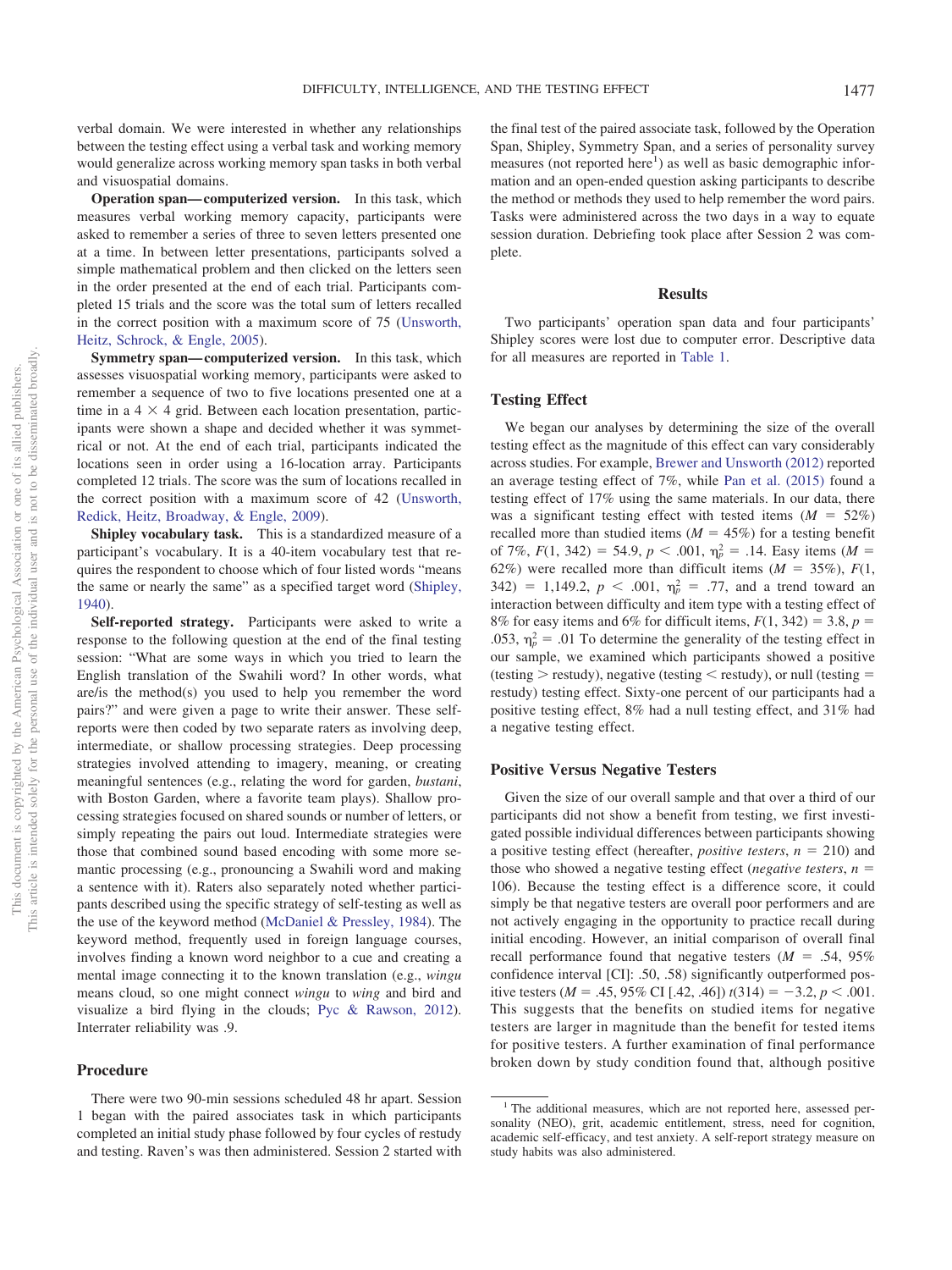verbal domain. We were interested in whether any relationships between the testing effect using a verbal task and working memory would generalize across working memory span tasks in both verbal and visuospatial domains.

**Operation span—computerized version.** In this task, which measures verbal working memory capacity, participants were asked to remember a series of three to seven letters presented one at a time. In between letter presentations, participants solved a simple mathematical problem and then clicked on the letters seen in the order presented at the end of each trial. Participants completed 15 trials and the score was the total sum of letters recalled in the correct position with a maximum score of 75 (Unsworth, Heitz, Schrock, & Engle, 2005).

**Symmetry span—computerized version.** In this task, which assesses visuospatial working memory, participants were asked to remember a sequence of two to five locations presented one at a time in a 4 × 4 grid. Between each location presentation, participants were shown a shape and decided whether it was symmetrical or not. At the end of each trial, participants indicated the locations seen in order using a 16-location array. Participants completed 12 trials. The score was the sum of locations recalled in the correct position with a maximum score of 42 (Unsworth, Redick, Heitz, Broadway, & Engle, 2009).

**Shipley vocabulary task.** This is a standardized measure of a participant's vocabulary. It is a 40-item vocabulary test that requires the respondent to choose which of four listed words "means the same or nearly the same" as a specified target word (Shipley, 1940).

**Self-reported strategy.** Participants were asked to write a response to the following question at the end of the final testing session: "What are some ways in which you tried to learn the English translation of the Swahili word? In other words, what are/is the method(s) you used to help you remember the word pairs?" and were given a page to write their answer. These self-reports were then coded by two separate raters as involving deep, intermediate, or shallow processing strategies. Deep processing strategies involved attending to imagery, meaning, or creating meaningful sentences (e.g., relating the word for garden, *bustani*, with Boston Garden, where a favorite team plays). Shallow processing strategies focused on shared sounds or number of letters, or simply repeating the pairs out loud. Intermediate strategies were those that combined sound based encoding with some more semantic processing (e.g., pronouncing a Swahili word and making a sentence with it). Raters also separately noted whether participants described using the specific strategy of self-testing as well as the use of the keyword method (McDaniel & Pressley, 1984). The keyword method, frequently used in foreign language courses, involves finding a known word neighbor to a cue and creating a mental image connecting it to the known translation (e.g., *wingu* means cloud, so one might connect *wingu* to *wing* and bird and visualize a bird flying in the clouds; Pyc & Rawson, 2012). Interrater reliability was .9.

## Procedure

There were two 90-min sessions scheduled 48 hr apart. Session 1 began with the paired associates task in which participants completed an initial study phase followed by four cycles of restudy and testing. Raven's was then administered. Session 2 started with the final test of the paired associate task, followed by the Operation Span, Shipley, Symmetry Span, and a series of personality survey measures (not reported here[1]) as well as basic demographic information and an open-ended question asking participants to describe the method or methods they used to help remember the word pairs. Tasks were administered across the two days in a way to equate session duration. Debriefing took place after Session 2 was complete.

# Results

Two participants' operation span data and four participants' Shipley scores were lost due to computer error. Descriptive data for all measures are reported in Table 1.

## Testing Effect

We began our analyses by determining the size of the overall testing effect as the magnitude of this effect can vary considerably across studies. For example, Brewer and Unsworth (2012) reported an average testing effect of 7%, while Pan et al. (2015) found a testing effect of 17% using the same materials. In our data, there was a significant testing effect with tested items ($M$ = 52%) recalled more than studied items ($M$ = 45%) for a testing benefit of 7%, $F(1, 342) = 54.9$, $p < .001$, $\eta_p^2 = .14$. Easy items ($M$ = 62%) were recalled more than difficult items ($M$ = 35%), $F(1, 342) = 1{,}149.2$, $p < .001$, $\eta_p^2 = .77$, and a trend toward an interaction between difficulty and item type with a testing effect of 8% for easy items and 6% for difficult items, $F(1, 342) = 3.8$, $p = .053$, $\eta_p^2 = .01$ To determine the generality of the testing effect in our sample, we examined which participants showed a positive (testing > restudy), negative (testing < restudy), or null (testing = restudy) testing effect. Sixty-one percent of our participants had a positive testing effect, 8% had a null testing effect, and 31% had a negative testing effect.

## Positive Versus Negative Testers

Given the size of our overall sample and that over a third of our participants did not show a benefit from testing, we first investigated possible individual differences between participants showing a positive testing effect (hereafter, *positive testers*, $n$ = 210) and those who showed a negative testing effect (*negative testers*, $n$ = 106). Because the testing effect is a difference score, it could simply be that negative testers are overall poor performers and are not actively engaging in the opportunity to practice recall during initial encoding. However, an initial comparison of overall final recall performance found that negative testers ($M$ = .54, 95% confidence interval [CI]: .50, .58) significantly outperformed positive testers ($M$ = .45, 95% CI [.42, .46]) $t(314) = -3.2$, $p < .001$. This suggests that the benefits on studied items for negative testers are larger in magnitude than the benefit for tested items for positive testers. A further examination of final performance broken down by study condition found that, although positive

---

[1] The additional measures, which are not reported here, assessed personality (NEO), grit, academic entitlement, stress, need for cognition, academic self-efficacy, and test anxiety. A self-report strategy measure on study habits was also administered.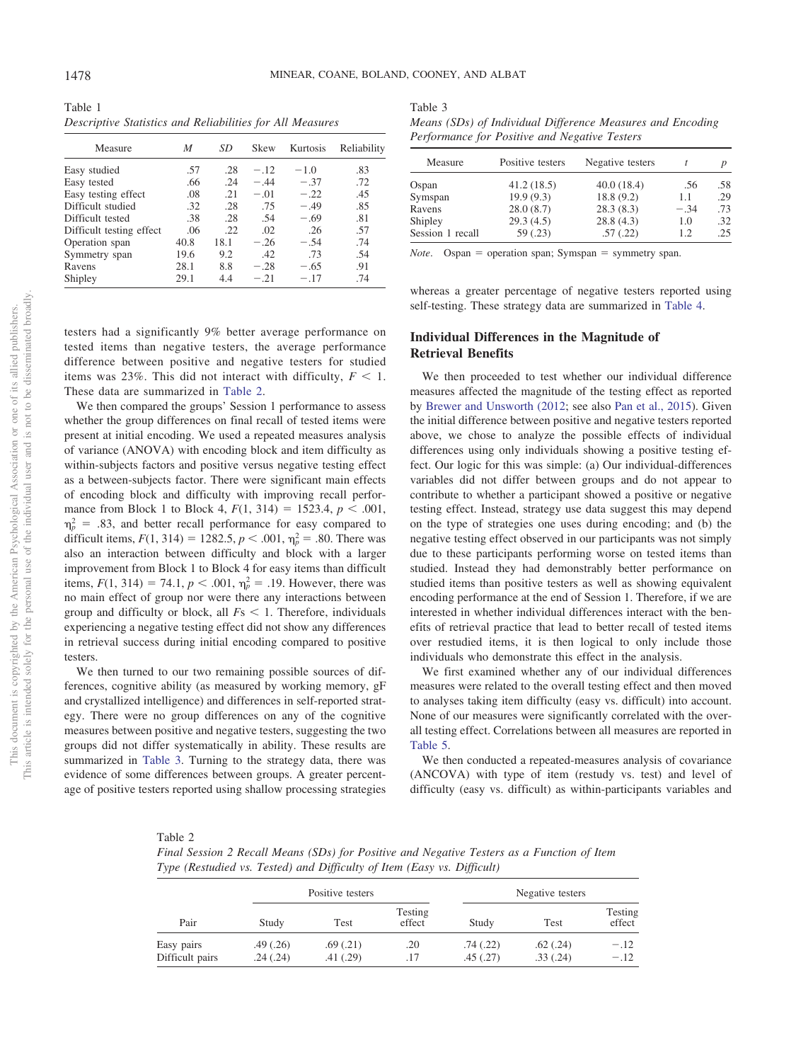Table 1
*Descriptive Statistics and Reliabilities for All Measures*

| Measure | *M* | *SD* | Skew | Kurtosis | Reliability |
|---|---|---|---|---|---|
| Easy studied | .57 | .28 | −.12 | −1.0 | .83 |
| Easy tested | .66 | .24 | −.44 | −.37 | .72 |
| Easy testing effect | .08 | .21 | −.01 | −.22 | .45 |
| Difficult studied | .32 | .28 | .75 | −.49 | .85 |
| Difficult tested | .38 | .28 | .54 | −.69 | .81 |
| Difficult testing effect | .06 | .22 | .02 | .26 | .57 |
| Operation span | 40.8 | 18.1 | −.26 | −.54 | .74 |
| Symmetry span | 19.6 | 9.2 | .42 | .73 | .54 |
| Ravens | 28.1 | 8.8 | −.28 | −.65 | .91 |
| Shipley | 29.1 | 4.4 | −.21 | −.17 | .74 |

testers had a significantly 9% better average performance on tested items than negative testers, the average performance difference between positive and negative testers for studied items was 23%. This did not interact with difficulty, $F < 1$. These data are summarized in Table 2.

We then compared the groups' Session 1 performance to assess whether the group differences on final recall of tested items were present at initial encoding. We used a repeated measures analysis of variance (ANOVA) with encoding block and item difficulty as within-subjects factors and positive versus negative testing effect as a between-subjects factor. There were significant main effects of encoding block and difficulty with improving recall performance from Block 1 to Block 4, $F(1, 314) = 1523.4$, $p < .001$, $\eta_p^2 = .83$, and better recall performance for easy compared to difficult items, $F(1, 314) = 1282.5$, $p < .001$, $\eta_p^2 = .80$. There was also an interaction between difficulty and block with a larger improvement from Block 1 to Block 4 for easy items than difficult items, $F(1, 314) = 74.1$, $p < .001$, $\eta_p^2 = .19$. However, there was no main effect of group nor were there any interactions between group and difficulty or block, all $F\text{s} < 1$. Therefore, individuals experiencing a negative testing effect did not show any differences in retrieval success during initial encoding compared to positive testers.

We then turned to our two remaining possible sources of differences, cognitive ability (as measured by working memory, gF and crystallized intelligence) and differences in self-reported strategy. There were no group differences on any of the cognitive measures between positive and negative testers, suggesting the two groups did not differ systematically in ability. These results are summarized in Table 3. Turning to the strategy data, there was evidence of some differences between groups. A greater percentage of positive testers reported using shallow processing strategies whereas a greater percentage of negative testers reported using self-testing. These strategy data are summarized in Table 4.

Table 3
*Means (SDs) of Individual Difference Measures and Encoding Performance for Positive and Negative Testers*

| Measure | Positive testers | Negative testers | *t* | *p* |
|---|---|---|---|---|
| Ospan | 41.2 (18.5) | 40.0 (18.4) | .56 | .58 |
| Symspan | 19.9 (9.3) | 18.8 (9.2) | 1.1 | .29 |
| Ravens | 28.0 (8.7) | 28.3 (8.3) | −.34 | .73 |
| Shipley | 29.3 (4.5) | 28.8 (4.3) | 1.0 | .32 |
| Session 1 recall | 59 (.23) | .57 (.22) | 1.2 | .25 |

*Note*. Ospan = operation span; Symspan = symmetry span.

## Individual Differences in the Magnitude of Retrieval Benefits

We then proceeded to test whether our individual difference measures affected the magnitude of the testing effect as reported by Brewer and Unsworth (2012; see also Pan et al., 2015). Given the initial difference between positive and negative testers reported above, we chose to analyze the possible effects of individual differences using only individuals showing a positive testing effect. Our logic for this was simple: (a) Our individual-differences variables did not differ between groups and do not appear to contribute to whether a participant showed a positive or negative testing effect. Instead, strategy use data suggest this may depend on the type of strategies one uses during encoding; and (b) the negative testing effect observed in our participants was not simply due to these participants performing worse on tested items than studied. Instead they had demonstrably better performance on studied items than positive testers as well as showing equivalent encoding performance at the end of Session 1. Therefore, if we are interested in whether individual differences interact with the benefits of retrieval practice that lead to better recall of tested items over restudied items, it is then logical to only include those individuals who demonstrate this effect in the analysis.

We first examined whether any of our individual differences measures were related to the overall testing effect and then moved to analyses taking item difficulty (easy vs. difficult) into account. None of our measures were significantly correlated with the overall testing effect. Correlations between all measures are reported in Table 5.

We then conducted a repeated-measures analysis of covariance (ANCOVA) with type of item (restudy vs. test) and level of difficulty (easy vs. difficult) as within-participants variables and

Table 2
*Final Session 2 Recall Means (SDs) for Positive and Negative Testers as a Function of Item Type (Restudied vs. Tested) and Difficulty of Item (Easy vs. Difficult)*

| | Positive testers | | | Negative testers | | |
|---|---|---|---|---|---|---|
| Pair | Study | Test | Testing effect | Study | Test | Testing effect |
| Easy pairs | .49 (.26) | .69 (.21) | .20 | .74 (.22) | .62 (.24) | −.12 |
| Difficult pairs | .24 (.24) | .41 (.29) | .17 | .45 (.27) | .33 (.24) | −.12 |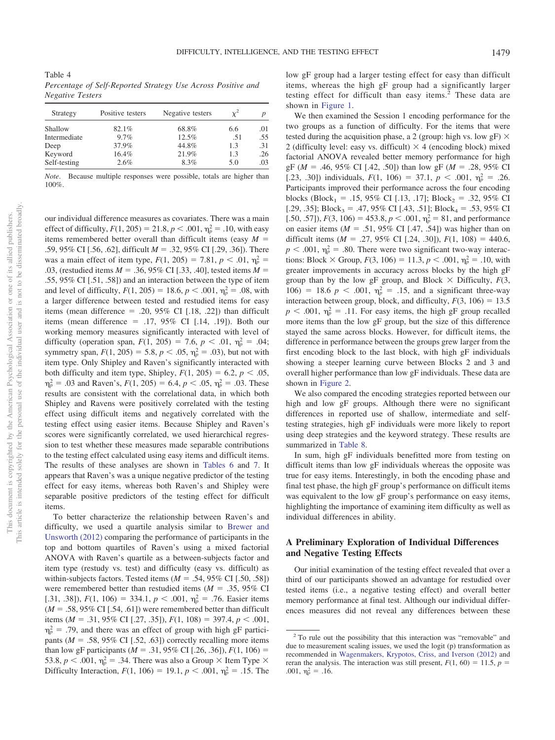Table 4
*Percentage of Self-Reported Strategy Use Across Positive and Negative Testers*

| Strategy | Positive testers | Negative testers | $\chi^2$ | $p$ |
|---|---|---|---|---|
| Shallow | 82.1% | 68.8% | 6.6 | .01 |
| Intermediate | 9.7% | 12.5% | .51 | .55 |
| Deep | 37.9% | 44.8% | 1.3 | .31 |
| Keyword | 16.4% | 21.9% | 1.3 | .26 |
| Self-testing | 2.6% | 8.3% | 5.0 | .03 |

*Note*. Because multiple responses were possible, totals are higher than 100%.

our individual difference measures as covariates. There was a main effect of difficulty, $F(1, 205) = 21.8$, $p < .001$, $\eta_p^2 = .10$, with easy items remembered better overall than difficult items (easy $M = .59$, 95% CI [.56, .62], difficult $M = .32$, 95% CI [.29, .36]). There was a main effect of item type, $F(1, 205) = 7.81$, $p < .01$, $\eta_p^2 = .03$, (restudied items $M = .36$, 95% CI [.33, .40], tested items $M = .55$, 95% CI [.51, .58]) and an interaction between the type of item and level of difficulty, $F(1, 205) = 18.6$, $p < .001$, $\eta_p^2 = .08$, with a larger difference between tested and restudied items for easy items (mean difference = .20, 95% CI [.18, .22]) than difficult items (mean difference = .17, 95% CI [.14, .19]). Both our working memory measures significantly interacted with level of difficulty (operation span, $F(1, 205) = 7.6$, $p < .01$, $\eta_p^2 = .04$; symmetry span, $F(1, 205) = 5.8$, $p < .05$, $\eta_p^2 = .03$), but not with item type. Only Shipley and Raven's significantly interacted with both difficulty and item type, Shipley, $F(1, 205) = 6.2$, $p < .05$, $\eta_p^2 = .03$ and Raven's, $F(1, 205) = 6.4$, $p < .05$, $\eta_p^2 = .03$. These results are consistent with the correlational data, in which both Shipley and Ravens were positively correlated with the testing effect using difficult items and negatively correlated with the testing effect using easier items. Because Shipley and Raven's scores were significantly correlated, we used hierarchical regression to test whether these measures made separable contributions to the testing effect calculated using easy items and difficult items. The results of these analyses are shown in Tables 6 and 7. It appears that Raven's was a unique negative predictor of the testing effect for easy items, whereas both Raven's and Shipley were separable positive predictors of the testing effect for difficult items.

To better characterize the relationship between Raven's and difficulty, we used a quartile analysis similar to Brewer and Unsworth (2012) comparing the performance of participants in the top and bottom quartiles of Raven's using a mixed factorial ANOVA with Raven's quartile as a between-subjects factor and item type (restudy vs. test) and difficulty (easy vs. difficult) as within-subjects factors. Tested items ($M = .54$, 95% CI [.50, .58]) were remembered better than restudied items ($M = .35$, 95% CI [.31, .38]), $F(1, 106) = 334.1$, $p < .001$, $\eta_p^2 = .76$. Easier items ($M = .58$, 95% CI [.54, .61]) were remembered better than difficult items ($M = .31$, 95% CI [.27, .35]), $F(1, 108) = 397.4$, $p < .001$, $\eta_p^2 = .79$, and there was an effect of group with high gF participants ($M = .58$, 95% CI [.52, .63]) correctly recalling more items than low gF participants ($M = .31$, 95% CI [.26, .36]), $F(1, 106) = 53.8$, $p < .001$, $\eta_p^2 = .34$. There was also a Group × Item Type × Difficulty Interaction, $F(1, 106) = 19.1$, $p < .001$, $\eta_p^2 = .15$. The low gF group had a larger testing effect for easy than difficult items, whereas the high gF group had a significantly larger testing effect for difficult than easy items.[2] These data are shown in Figure 1.

We then examined the Session 1 encoding performance for the two groups as a function of difficulty. For the items that were tested during the acquisition phase, a 2 (group: high vs. low gF) × 2 (difficulty level: easy vs. difficult) × 4 (encoding block) mixed factorial ANOVA revealed better memory performance for high gF ($M = .46$, 95% CI [.42, .50]) than low gF ($M = .28$, 95% CI [.23, .30]) individuals, $F(1, 106) = 37.1$, $p < .001$, $\eta_p^2 = .26$. Participants improved their performance across the four encoding blocks ($\text{Block}_1 = .15$, 95% CI [.13, .17]; $\text{Block}_2 = .32$, 95% CI [.29, .35]; $\text{Block}_3 = .47$, 95% CI [.43, .51]; $\text{Block}_4 = .53$, 95% CI [.50, .57]), $F(3, 106) = 453.8$, $p < .001$, $\eta_p^2 = 81$, and performance on easier items ($M = .51$, 95% CI [.47, .54]) was higher than on difficult items ($M = .27$, 95% CI [.24, .30]), $F(1, 108) = 440.6$, $p < .001$, $\eta_p^2 = .80$. There were two significant two-way interactions: Block × Group, $F(3, 106) = 11.3$, $p < .001$, $\eta_p^2 = .10$, with greater improvements in accuracy across blocks by the high gF group than by the low gF group, and Block × Difficulty, $F(3, 106) = 18.6$ $p < .001$, $\eta_p^2 = .15$, and a significant three-way interaction between group, block, and difficulty, $F(3, 106) = 13.5$ $p < .001$, $\eta_p^2 = .11$. For easy items, the high gF group recalled more items than the low gF group, but the size of this difference stayed the same across blocks. However, for difficult items, the difference in performance between the groups grew larger from the first encoding block to the last block, with high gF individuals showing a steeper learning curve between Blocks 2 and 3 and overall higher performance than low gF individuals. These data are shown in Figure 2.

We also compared the encoding strategies reported between our high and low gF groups. Although there were no significant differences in reported use of shallow, intermediate and self-testing strategies, high gF individuals were more likely to report using deep strategies and the keyword strategy. These results are summarized in Table 8.

In sum, high gF individuals benefitted more from testing on difficult items than low gF individuals whereas the opposite was true for easy items. Interestingly, in both the encoding phase and final test phase, the high gF group's performance on difficult items was equivalent to the low gF group's performance on easy items, highlighting the importance of examining item difficulty as well as individual differences in ability.

## A Preliminary Exploration of Individual Differences and Negative Testing Effects

Our initial examination of the testing effect revealed that over a third of our participants showed an advantage for restudied over tested items (i.e., a negative testing effect) and overall better memory performance at final test. Although our individual differences measures did not reveal any differences between these

[2] To rule out the possibility that this interaction was "removable" and due to measurement scaling issues, we used the logit (p) transformation as recommended in Wagenmakers, Krypotos, Criss, and Iverson (2012) and reran the analysis. The interaction was still present, $F(1, 60) = 11.5$, $p = .001$, $\eta_p^2 = .16$.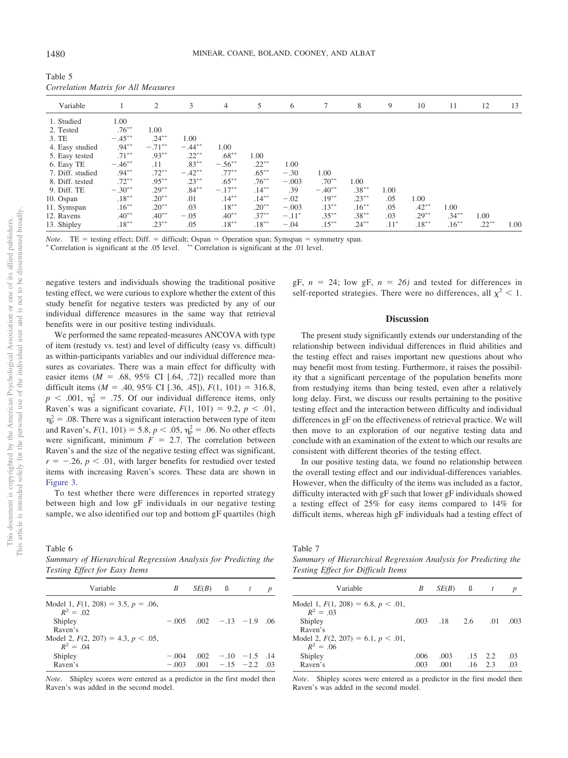Table 5
*Correlation Matrix for All Measures*

| Variable | 1 | 2 | 3 | 4 | 5 | 6 | 7 | 8 | 9 | 10 | 11 | 12 | 13 |
|---|---|---|---|---|---|---|---|---|---|---|---|---|---|
| 1. Studied | 1.00 | | | | | | | | | | | | |
| 2. Tested | .76** | 1.00 | | | | | | | | | | | |
| 3. TE | −.45** | .24** | 1.00 | | | | | | | | | | |
| 4. Easy studied | .94** | −.71** | −.44** | 1.00 | | | | | | | | | |
| 5. Easy tested | .71** | .93** | .22** | .68** | 1.00 | | | | | | | | |
| 6. Easy TE | −.46** | .11 | .83** | −.56** | .22** | 1.00 | | | | | | | |
| 7. Diff. studied | .94** | .72** | −.42** | .77** | .65** | −.30 | 1.00 | | | | | | |
| 8. Diff. tested | .72** | .95** | .23** | .65** | .76** | −.003 | .70** | 1.00 | | | | | |
| 9. Diff. TE | −.30** | .29** | .84** | −.17** | .14** | .39 | −.40** | .38** | 1.00 | | | | |
| 10. Ospan | .18** | .20** | .01 | .14** | .14** | −.02 | .19** | .23** | .05 | 1.00 | | | |
| 11. Symspan | .16** | .20** | .03 | .18** | .20** | −.003 | .13** | .16** | .05 | .42** | 1.00 | | |
| 12. Ravens | .40** | .40** | −.05 | .40** | .37** | −.11* | .35** | .38** | .03 | .29** | .34** | 1.00 | |
| 13. Shipley | .18** | .23** | .05 | .18** | .18** | −.04 | .15** | .24** | .11* | .18** | .16** | .22** | 1.00 |

*Note*. TE = testing effect; Diff. = difficult; Ospan = Operation span; Symspan = symmetry span.
* Correlation is significant at the .05 level. ** Correlation is significant at the .01 level.

negative testers and individuals showing the traditional positive testing effect, we were curious to explore whether the extent of this study benefit for negative testers was predicted by any of our individual difference measures in the same way that retrieval benefits were in our positive testing individuals.

We performed the same repeated-measures ANCOVA with type of item (restudy vs. test) and level of difficulty (easy vs. difficult) as within-participants variables and our individual difference measures as covariates. There was a main effect for difficulty with easier items ($M$ = .68, 95% CI [.64, .72]) recalled more than difficult items ($M$ = .40, 95% CI [.36, .45]), $F(1, 101) = 316.8$, $p < .001$, $\eta_p^2 = .75$. Of our individual difference items, only Raven's was a significant covariate, $F(1, 101) = 9.2$, $p < .01$, $\eta_p^2 = .08$. There was a significant interaction between type of item and Raven's, $F(1, 101) = 5.8$, $p < .05$, $\eta_p^2 = .06$. No other effects were significant, minimum $F = 2.7$. The correlation between Raven's and the size of the negative testing effect was significant, $r = -.26$, $p < .01$, with larger benefits for restudied over tested items with increasing Raven's scores. These data are shown in Figure 3.

To test whether there were differences in reported strategy between high and low gF individuals in our negative testing sample, we also identified our top and bottom gF quartiles (high gF, $n$ = 24; low gF, $n$ = 26) and tested for differences in self-reported strategies. There were no differences, all $\chi^2 < 1$.

## Discussion

The present study significantly extends our understanding of the relationship between individual differences in fluid abilities and the testing effect and raises important new questions about who may benefit most from testing. Furthermore, it raises the possibility that a significant percentage of the population benefits more from restudying items than being tested, even after a relatively long delay. First, we discuss our results pertaining to the positive testing effect and the interaction between difficulty and individual differences in gF on the effectiveness of retrieval practice. We will then move to an exploration of our negative testing data and conclude with an examination of the extent to which our results are consistent with different theories of the testing effect.

In our positive testing data, we found no relationship between the overall testing effect and our individual-differences variables. However, when the difficulty of the items was included as a factor, difficulty interacted with gF such that lower gF individuals showed a testing effect of 25% for easy items compared to 14% for difficult items, whereas high gF individuals had a testing effect of

Table 6
*Summary of Hierarchical Regression Analysis for Predicting the Testing Effect for Easy Items*

| Variable | $B$ | $SE(B)$ | ß | $t$ | $p$ |
|---|---|---|---|---|---|
| Model 1, $F(1, 208) = 3.5$, $p = .06$, $R^2 = .02$ | | | | | |
| Shipley | −.005 | .002 | −.13 | −1.9 | .06 |
| Raven's | | | | | |
| Model 2, $F(2, 207) = 4.3$, $p < .05$, $R^2 = .04$ | | | | | |
| Shipley | −.004 | .002 | −.10 | −1.5 | .14 |
| Raven's | −.003 | .001 | −.15 | −2.2 | .03 |

*Note*. Shipley scores were entered as a predictor in the first model then Raven's was added in the second model.

Table 7
*Summary of Hierarchical Regression Analysis for Predicting the Testing Effect for Difficult Items*

| Variable | $B$ | $SE(B)$ | ß | $t$ | $p$ |
|---|---|---|---|---|---|
| Model 1, $F(1, 208) = 6.8$, $p < .01$, $R^2 = .03$ | | | | | |
| Shipley | .003 | .18 | 2.6 | .01 | .003 |
| Raven's | | | | | |
| Model 2, $F(2, 207) = 6.1$, $p < .01$, $R^2 = .06$ | | | | | |
| Shipley | .006 | .003 | .15 | 2.2 | .03 |
| Raven's | .003 | .001 | .16 | 2.3 | .03 |

*Note*. Shipley scores were entered as a predictor in the first model then Raven's was added in the second model.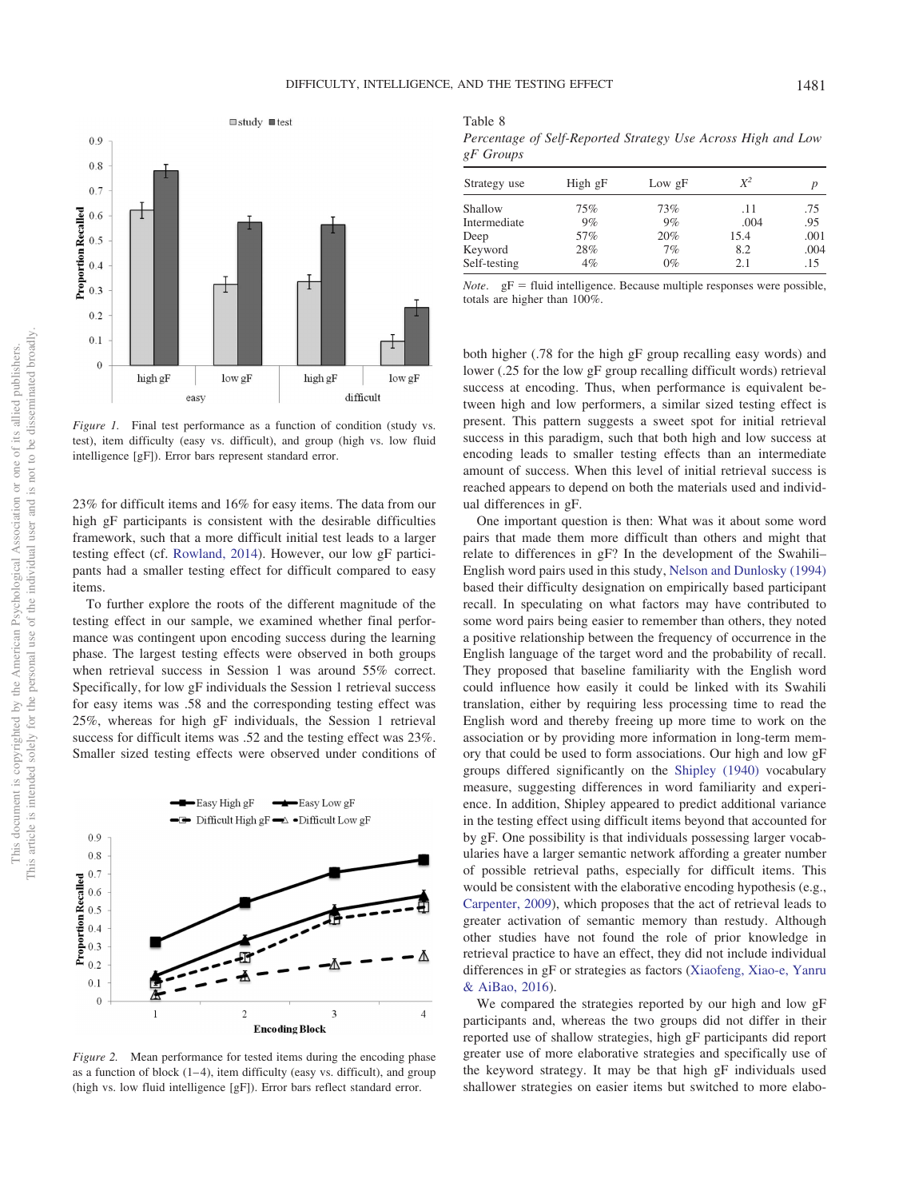*Figure 1.* Final test performance as a function of condition (study vs. test), item difficulty (easy vs. difficult), and group (high vs. low fluid intelligence [gF]). Error bars represent standard error.

23% for difficult items and 16% for easy items. The data from our high gF participants is consistent with the desirable difficulties framework, such that a more difficult initial test leads to a larger testing effect (cf. Rowland, 2014). However, our low gF participants had a smaller testing effect for difficult compared to easy items.

To further explore the roots of the different magnitude of the testing effect in our sample, we examined whether final performance was contingent upon encoding success during the learning phase. The largest testing effects were observed in both groups when retrieval success in Session 1 was around 55% correct. Specifically, for low gF individuals the Session 1 retrieval success for easy items was .58 and the corresponding testing effect was 25%, whereas for high gF individuals, the Session 1 retrieval success for difficult items was .52 and the testing effect was 23%. Smaller sized testing effects were observed under conditions of

*Figure 2.* Mean performance for tested items during the encoding phase as a function of block (1–4), item difficulty (easy vs. difficult), and group (high vs. low fluid intelligence [gF]). Error bars reflect standard error.

Table 8
*Percentage of Self-Reported Strategy Use Across High and Low gF Groups*

| Strategy use | High gF | Low gF | $X^2$ | $p$ |
|---|---|---|---|---|
| Shallow | 75% | 73% | .11 | .75 |
| Intermediate | 9% | 9% | .004 | .95 |
| Deep | 57% | 20% | 15.4 | .001 |
| Keyword | 28% | 7% | 8.2 | .004 |
| Self-testing | 4% | 0% | 2.1 | .15 |

*Note.* gF = fluid intelligence. Because multiple responses were possible, totals are higher than 100%.

both higher (.78 for the high gF group recalling easy words) and lower (.25 for the low gF group recalling difficult words) retrieval success at encoding. Thus, when performance is equivalent between high and low performers, a similar sized testing effect is present. This pattern suggests a sweet spot for initial retrieval success in this paradigm, such that both high and low success at encoding leads to smaller testing effects than an intermediate amount of success. When this level of initial retrieval success is reached appears to depend on both the materials used and individual differences in gF.

One important question is then: What was it about some word pairs that made them more difficult than others and might that relate to differences in gF? In the development of the Swahili–English word pairs used in this study, Nelson and Dunlosky (1994) based their difficulty designation on empirically based participant recall. In speculating on what factors may have contributed to some word pairs being easier to remember than others, they noted a positive relationship between the frequency of occurrence in the English language of the target word and the probability of recall. They proposed that baseline familiarity with the English word could influence how easily it could be linked with its Swahili translation, either by requiring less processing time to read the English word and thereby freeing up more time to work on the association or by providing more information in long-term memory that could be used to form associations. Our high and low gF groups differed significantly on the Shipley (1940) vocabulary measure, suggesting differences in word familiarity and experience. In addition, Shipley appeared to predict additional variance in the testing effect using difficult items beyond that accounted for by gF. One possibility is that individuals possessing larger vocabularies have a larger semantic network affording a greater number of possible retrieval paths, especially for difficult items. This would be consistent with the elaborative encoding hypothesis (e.g., Carpenter, 2009), which proposes that the act of retrieval leads to greater activation of semantic memory than restudy. Although other studies have not found the role of prior knowledge in retrieval practice to have an effect, they did not include individual differences in gF or strategies as factors (Xiaofeng, Xiao-e, Yanru & AiBao, 2016).

We compared the strategies reported by our high and low gF participants and, whereas the two groups did not differ in their reported use of shallow strategies, high gF participants did report greater use of more elaborative strategies and specifically use of the keyword strategy. It may be that high gF individuals used shallower strategies on easier items but switched to more elabo-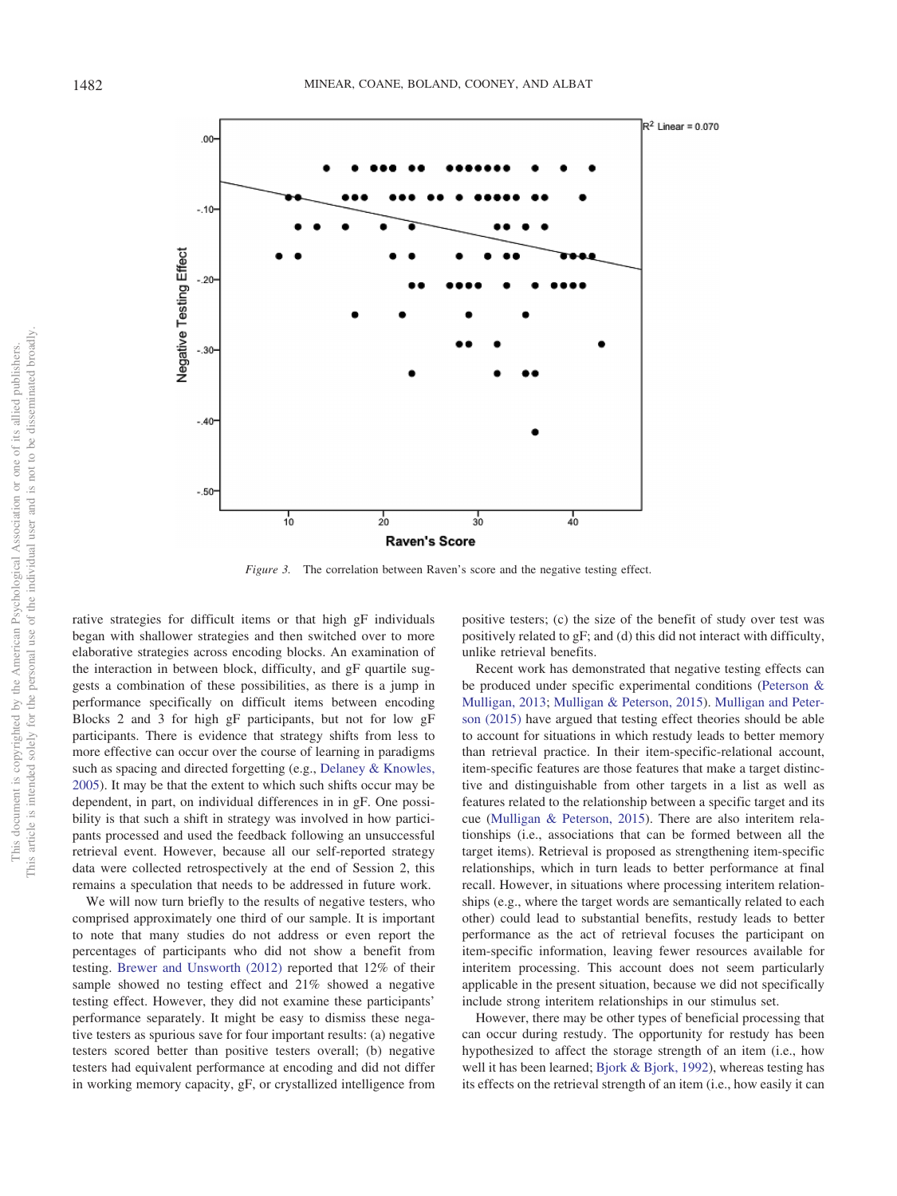*Figure 3.* The correlation between Raven's score and the negative testing effect.

rative strategies for difficult items or that high gF individuals began with shallower strategies and then switched over to more elaborative strategies across encoding blocks. An examination of the interaction in between block, difficulty, and gF quartile suggests a combination of these possibilities, as there is a jump in performance specifically on difficult items between encoding Blocks 2 and 3 for high gF participants, but not for low gF participants. There is evidence that strategy shifts from less to more effective can occur over the course of learning in paradigms such as spacing and directed forgetting (e.g., Delaney & Knowles, 2005). It may be that the extent to which such shifts occur may be dependent, in part, on individual differences in in gF. One possibility is that such a shift in strategy was involved in how participants processed and used the feedback following an unsuccessful retrieval event. However, because all our self-reported strategy data were collected retrospectively at the end of Session 2, this remains a speculation that needs to be addressed in future work.

We will now turn briefly to the results of negative testers, who comprised approximately one third of our sample. It is important to note that many studies do not address or even report the percentages of participants who did not show a benefit from testing. Brewer and Unsworth (2012) reported that 12% of their sample showed no testing effect and 21% showed a negative testing effect. However, they did not examine these participants' performance separately. It might be easy to dismiss these negative testers as spurious save for four important results: (a) negative testers scored better than positive testers overall; (b) negative testers had equivalent performance at encoding and did not differ in working memory capacity, gF, or crystallized intelligence from positive testers; (c) the size of the benefit of study over test was positively related to gF; and (d) this did not interact with difficulty, unlike retrieval benefits.

Recent work has demonstrated that negative testing effects can be produced under specific experimental conditions (Peterson & Mulligan, 2013; Mulligan & Peterson, 2015). Mulligan and Peterson (2015) have argued that testing effect theories should be able to account for situations in which restudy leads to better memory than retrieval practice. In their item-specific-relational account, item-specific features are those features that make a target distinctive and distinguishable from other targets in a list as well as features related to the relationship between a specific target and its cue (Mulligan & Peterson, 2015). There are also interitem relationships (i.e., associations that can be formed between all the target items). Retrieval is proposed as strengthening item-specific relationships, which in turn leads to better performance at final recall. However, in situations where processing interitem relationships (e.g., where the target words are semantically related to each other) could lead to substantial benefits, restudy leads to better performance as the act of retrieval focuses the participant on item-specific information, leaving fewer resources available for interitem processing. This account does not seem particularly applicable in the present situation, because we did not specifically include strong interitem relationships in our stimulus set.

However, there may be other types of beneficial processing that can occur during restudy. The opportunity for restudy has been hypothesized to affect the storage strength of an item (i.e., how well it has been learned; Bjork & Bjork, 1992), whereas testing has its effects on the retrieval strength of an item (i.e., how easily it can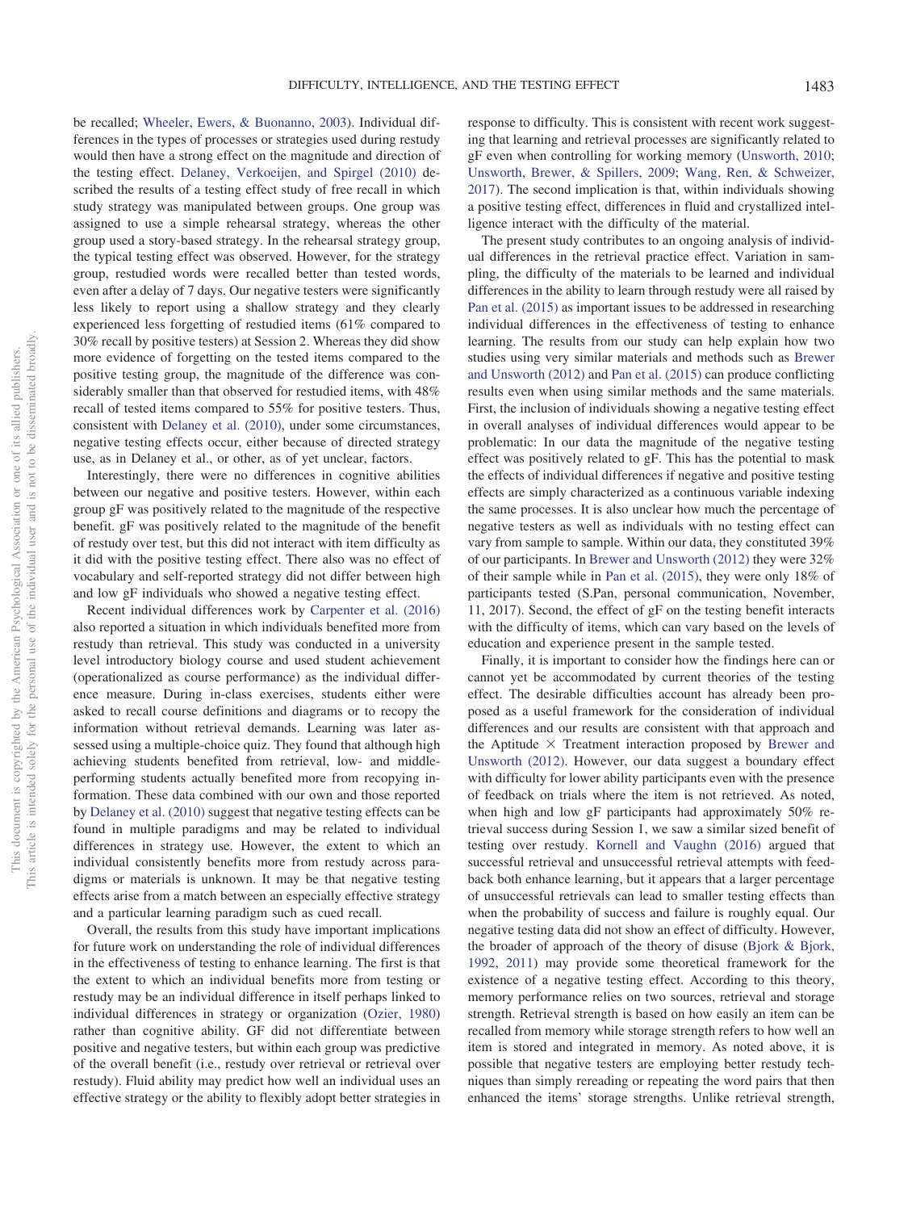be recalled; Wheeler, Ewers, & Buonanno, 2003). Individual differences in the types of processes or strategies used during restudy would then have a strong effect on the magnitude and direction of the testing effect. Delaney, Verkoeijen, and Spirgel (2010) described the results of a testing effect study of free recall in which study strategy was manipulated between groups. One group was assigned to use a simple rehearsal strategy, whereas the other group used a story-based strategy. In the rehearsal strategy group, the typical testing effect was observed. However, for the strategy group, restudied words were recalled better than tested words, even after a delay of 7 days. Our negative testers were significantly less likely to report using a shallow strategy and they clearly experienced less forgetting of restudied items (61% compared to 30% recall by positive testers) at Session 2. Whereas they did show more evidence of forgetting on the tested items compared to the positive testing group, the magnitude of the difference was considerably smaller than that observed for restudied items, with 48% recall of tested items compared to 55% for positive testers. Thus, consistent with Delaney et al. (2010), under some circumstances, negative testing effects occur, either because of directed strategy use, as in Delaney et al., or other, as of yet unclear, factors.

Interestingly, there were no differences in cognitive abilities between our negative and positive testers. However, within each group gF was positively related to the magnitude of the respective benefit. gF was positively related to the magnitude of the benefit of restudy over test, but this did not interact with item difficulty as it did with the positive testing effect. There also was no effect of vocabulary and self-reported strategy did not differ between high and low gF individuals who showed a negative testing effect.

Recent individual differences work by Carpenter et al. (2016) also reported a situation in which individuals benefited more from restudy than retrieval. This study was conducted in a university level introductory biology course and used student achievement (operationalized as course performance) as the individual difference measure. During in-class exercises, students either were asked to recall course definitions and diagrams or to recopy the information without retrieval demands. Learning was later assessed using a multiple-choice quiz. They found that although high achieving students benefited from retrieval, low- and middle-performing students actually benefited more from recopying information. These data combined with our own and those reported by Delaney et al. (2010) suggest that negative testing effects can be found in multiple paradigms and may be related to individual differences in strategy use. However, the extent to which an individual consistently benefits more from restudy across paradigms or materials is unknown. It may be that negative testing effects arise from a match between an especially effective strategy and a particular learning paradigm such as cued recall.

Overall, the results from this study have important implications for future work on understanding the role of individual differences in the effectiveness of testing to enhance learning. The first is that the extent to which an individual benefits more from testing or restudy may be an individual difference in itself perhaps linked to individual differences in strategy or organization (Ozier, 1980) rather than cognitive ability. GF did not differentiate between positive and negative testers, but within each group was predictive of the overall benefit (i.e., restudy over retrieval or retrieval over restudy). Fluid ability may predict how well an individual uses an effective strategy or the ability to flexibly adopt better strategies in response to difficulty. This is consistent with recent work suggesting that learning and retrieval processes are significantly related to gF even when controlling for working memory (Unsworth, 2010; Unsworth, Brewer, & Spillers, 2009; Wang, Ren, & Schweizer, 2017). The second implication is that, within individuals showing a positive testing effect, differences in fluid and crystallized intelligence interact with the difficulty of the material.

The present study contributes to an ongoing analysis of individual differences in the retrieval practice effect. Variation in sampling, the difficulty of the materials to be learned and individual differences in the ability to learn through restudy were all raised by Pan et al. (2015) as important issues to be addressed in researching individual differences in the effectiveness of testing to enhance learning. The results from our study can help explain how two studies using very similar materials and methods such as Brewer and Unsworth (2012) and Pan et al. (2015) can produce conflicting results even when using similar methods and the same materials. First, the inclusion of individuals showing a negative testing effect in overall analyses of individual differences would appear to be problematic: In our data the magnitude of the negative testing effect was positively related to gF. This has the potential to mask the effects of individual differences if negative and positive testing effects are simply characterized as a continuous variable indexing the same processes. It is also unclear how much the percentage of negative testers as well as individuals with no testing effect can vary from sample to sample. Within our data, they constituted 39% of our participants. In Brewer and Unsworth (2012) they were 32% of their sample while in Pan et al. (2015), they were only 18% of participants tested (S.Pan, personal communication, November, 11, 2017). Second, the effect of gF on the testing benefit interacts with the difficulty of items, which can vary based on the levels of education and experience present in the sample tested.

Finally, it is important to consider how the findings here can or cannot yet be accommodated by current theories of the testing effect. The desirable difficulties account has already been proposed as a useful framework for the consideration of individual differences and our results are consistent with that approach and the Aptitude × Treatment interaction proposed by Brewer and Unsworth (2012). However, our data suggest a boundary effect with difficulty for lower ability participants even with the presence of feedback on trials where the item is not retrieved. As noted, when high and low gF participants had approximately 50% retrieval success during Session 1, we saw a similar sized benefit of testing over restudy. Kornell and Vaughn (2016) argued that successful retrieval and unsuccessful retrieval attempts with feedback both enhance learning, but it appears that a larger percentage of unsuccessful retrievals can lead to smaller testing effects than when the probability of success and failure is roughly equal. Our negative testing data did not show an effect of difficulty. However, the broader of approach of the theory of disuse (Bjork & Bjork, 1992, 2011) may provide some theoretical framework for the existence of a negative testing effect. According to this theory, memory performance relies on two sources, retrieval and storage strength. Retrieval strength is based on how easily an item can be recalled from memory while storage strength refers to how well an item is stored and integrated in memory. As noted above, it is possible that negative testers are employing better restudy techniques than simply rereading or repeating the word pairs that then enhanced the items' storage strengths. Unlike retrieval strength,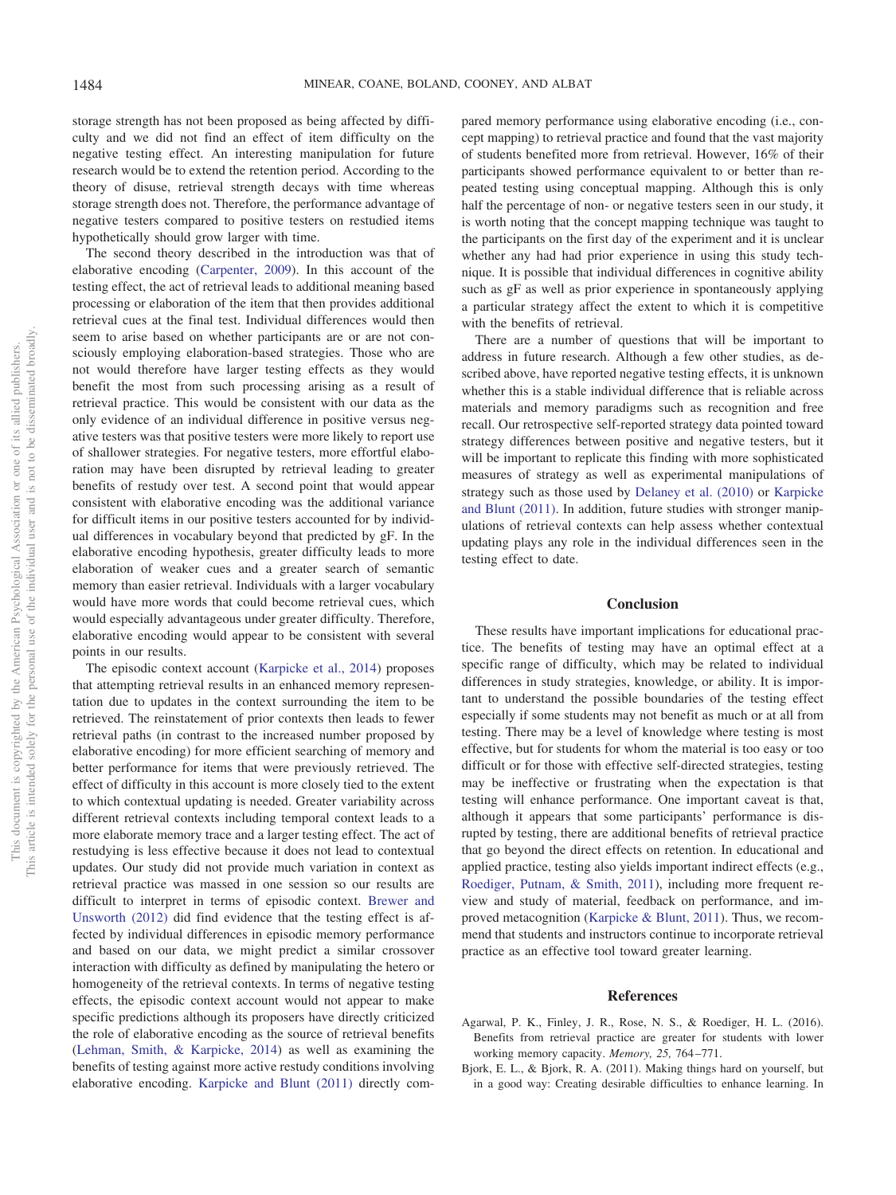storage strength has not been proposed as being affected by difficulty and we did not find an effect of item difficulty on the negative testing effect. An interesting manipulation for future research would be to extend the retention period. According to the theory of disuse, retrieval strength decays with time whereas storage strength does not. Therefore, the performance advantage of negative testers compared to positive testers on restudied items hypothetically should grow larger with time.

The second theory described in the introduction was that of elaborative encoding (Carpenter, 2009). In this account of the testing effect, the act of retrieval leads to additional meaning based processing or elaboration of the item that then provides additional retrieval cues at the final test. Individual differences would then seem to arise based on whether participants are or are not consciously employing elaboration-based strategies. Those who are not would therefore have larger testing effects as they would benefit the most from such processing arising as a result of retrieval practice. This would be consistent with our data as the only evidence of an individual difference in positive versus negative testers was that positive testers were more likely to report use of shallower strategies. For negative testers, more effortful elaboration may have been disrupted by retrieval leading to greater benefits of restudy over test. A second point that would appear consistent with elaborative encoding was the additional variance for difficult items in our positive testers accounted for by individual differences in vocabulary beyond that predicted by gF. In the elaborative encoding hypothesis, greater difficulty leads to more elaboration of weaker cues and a greater search of semantic memory than easier retrieval. Individuals with a larger vocabulary would have more words that could become retrieval cues, which would especially advantageous under greater difficulty. Therefore, elaborative encoding would appear to be consistent with several points in our results.

The episodic context account (Karpicke et al., 2014) proposes that attempting retrieval results in an enhanced memory representation due to updates in the context surrounding the item to be retrieved. The reinstatement of prior contexts then leads to fewer retrieval paths (in contrast to the increased number proposed by elaborative encoding) for more efficient searching of memory and better performance for items that were previously retrieved. The effect of difficulty in this account is more closely tied to the extent to which contextual updating is needed. Greater variability across different retrieval contexts including temporal context leads to a more elaborate memory trace and a larger testing effect. The act of restudying is less effective because it does not lead to contextual updates. Our study did not provide much variation in context as retrieval practice was massed in one session so our results are difficult to interpret in terms of episodic context. Brewer and Unsworth (2012) did find evidence that the testing effect is affected by individual differences in episodic memory performance and based on our data, we might predict a similar crossover interaction with difficulty as defined by manipulating the hetero or homogeneity of the retrieval contexts. In terms of negative testing effects, the episodic context account would not appear to make specific predictions although its proposers have directly criticized the role of elaborative encoding as the source of retrieval benefits (Lehman, Smith, & Karpicke, 2014) as well as examining the benefits of testing against more active restudy conditions involving elaborative encoding. Karpicke and Blunt (2011) directly compared memory performance using elaborative encoding (i.e., concept mapping) to retrieval practice and found that the vast majority of students benefited more from retrieval. However, 16% of their participants showed performance equivalent to or better than repeated testing using conceptual mapping. Although this is only half the percentage of non- or negative testers seen in our study, it is worth noting that the concept mapping technique was taught to the participants on the first day of the experiment and it is unclear whether any had had prior experience in using this study technique. It is possible that individual differences in cognitive ability such as gF as well as prior experience in spontaneously applying a particular strategy affect the extent to which it is competitive with the benefits of retrieval.

There are a number of questions that will be important to address in future research. Although a few other studies, as described above, have reported negative testing effects, it is unknown whether this is a stable individual difference that is reliable across materials and memory paradigms such as recognition and free recall. Our retrospective self-reported strategy data pointed toward strategy differences between positive and negative testers, but it will be important to replicate this finding with more sophisticated measures of strategy as well as experimental manipulations of strategy such as those used by Delaney et al. (2010) or Karpicke and Blunt (2011). In addition, future studies with stronger manipulations of retrieval contexts can help assess whether contextual updating plays any role in the individual differences seen in the testing effect to date.

## Conclusion

These results have important implications for educational practice. The benefits of testing may have an optimal effect at a specific range of difficulty, which may be related to individual differences in study strategies, knowledge, or ability. It is important to understand the possible boundaries of the testing effect especially if some students may not benefit as much or at all from testing. There may be a level of knowledge where testing is most effective, but for students for whom the material is too easy or too difficult or for those with effective self-directed strategies, testing may be ineffective or frustrating when the expectation is that testing will enhance performance. One important caveat is that, although it appears that some participants' performance is disrupted by testing, there are additional benefits of retrieval practice that go beyond the direct effects on retention. In educational and applied practice, testing also yields important indirect effects (e.g., Roediger, Putnam, & Smith, 2011), including more frequent review and study of material, feedback on performance, and improved metacognition (Karpicke & Blunt, 2011). Thus, we recommend that students and instructors continue to incorporate retrieval practice as an effective tool toward greater learning.

## References

Agarwal, P. K., Finley, J. R., Rose, N. S., & Roediger, H. L. (2016). Benefits from retrieval practice are greater for students with lower working memory capacity. *Memory, 25,* 764–771.

Bjork, E. L., & Bjork, R. A. (2011). Making things hard on yourself, but in a good way: Creating desirable difficulties to enhance learning. In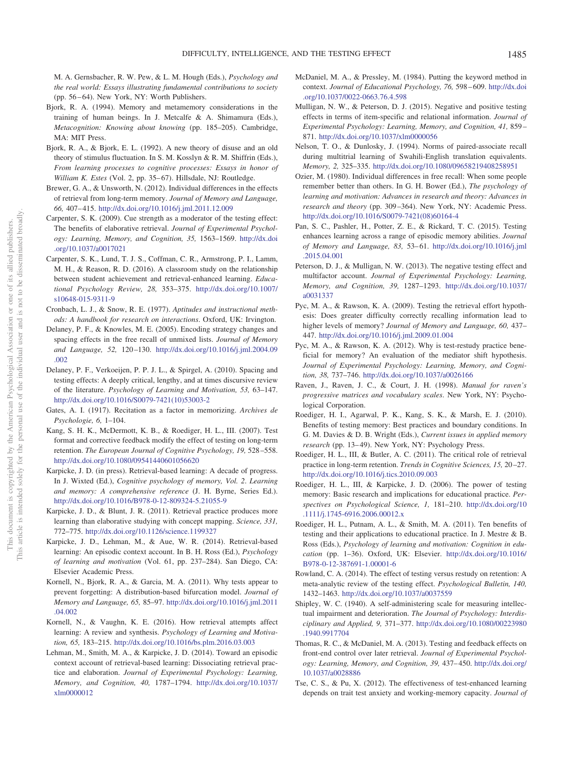M. A. Gernsbacher, R. W. Pew, & L. M. Hough (Eds.), *Psychology and the real world: Essays illustrating fundamental contributions to society* (pp. 56–64). New York, NY: Worth Publishers.

Bjork, R. A. (1994). Memory and metamemory considerations in the training of human beings. In J. Metcalfe & A. Shimamura (Eds.), *Metacognition: Knowing about knowing* (pp. 185–205). Cambridge, MA: MIT Press.

Bjork, R. A., & Bjork, E. L. (1992). A new theory of disuse and an old theory of stimulus fluctuation. In S. M. Kosslyn & R. M. Shiffrin (Eds.), *From learning processes to cognitive processes: Essays in honor of William K. Estes* (Vol. 2, pp. 35–67). Hillsdale, NJ: Routledge.

Brewer, G. A., & Unsworth, N. (2012). Individual differences in the effects of retrieval from long-term memory. *Journal of Memory and Language, 66,* 407–415. http://dx.doi.org/10.1016/j.jml.2011.12.009

Carpenter, S. K. (2009). Cue strength as a moderator of the testing effect: The benefits of elaborative retrieval. *Journal of Experimental Psychology: Learning, Memory, and Cognition, 35,* 1563–1569. http://dx.doi.org/10.1037/a0017021

Carpenter, S. K., Lund, T. J. S., Coffman, C. R., Armstrong, P. I., Lamm, M. H., & Reason, R. D. (2016). A classroom study on the relationship between student achievement and retrieval-enhanced learning. *Educational Psychology Review, 28,* 353–375. http://dx.doi.org/10.1007/s10648-015-9311-9

Cronbach, L. J., & Snow, R. E. (1977). *Aptitudes and instructional methods: A handbook for research on interactions*. Oxford, UK: Irvington.

Delaney, P. F., & Knowles, M. E. (2005). Encoding strategy changes and spacing effects in the free recall of unmixed lists. *Journal of Memory and Language, 52,* 120–130. http://dx.doi.org/10.1016/j.jml.2004.09.002

Delaney, P. F., Verkoeijen, P. P. J. L., & Spirgel, A. (2010). Spacing and testing effects: A deeply critical, lengthy, and at times discursive review of the literature. *Psychology of Learning and Motivation, 53,* 63–147. http://dx.doi.org/10.1016/S0079-7421(10)53003-2

Gates, A. I. (1917). Recitation as a factor in memorizing. *Archives de Psychologie, 6,* 1–104.

Kang, S. H. K., McDermott, K. B., & Roediger, H. L., III. (2007). Test format and corrective feedback modify the effect of testing on long-term retention. *The European Journal of Cognitive Psychology, 19,* 528–558. http://dx.doi.org/10.1080/09541440601056620

Karpicke, J. D. (in press). Retrieval-based learning: A decade of progress. In J. Wixted (Ed.), *Cognitive psychology of memory, Vol. 2. Learning and memory: A comprehensive reference* (J. H. Byrne, Series Ed.). http://dx.doi.org/10.1016/B978-0-12-809324-5.21055-9

Karpicke, J. D., & Blunt, J. R. (2011). Retrieval practice produces more learning than elaborative studying with concept mapping. *Science, 331,* 772–775. http://dx.doi.org/10.1126/science.1199327

Karpicke, J. D., Lehman, M., & Aue, W. R. (2014). Retrieval-based learning: An episodic context account. In B. H. Ross (Ed.), *Psychology of learning and motivation* (Vol. 61, pp. 237–284). San Diego, CA: Elsevier Academic Press.

Kornell, N., Bjork, R. A., & Garcia, M. A. (2011). Why tests appear to prevent forgetting: A distribution-based bifurcation model. *Journal of Memory and Language, 65,* 85–97. http://dx.doi.org/10.1016/j.jml.2011.04.002

Kornell, N., & Vaughn, K. E. (2016). How retrieval attempts affect learning: A review and synthesis. *Psychology of Learning and Motivation, 65,* 183–215. http://dx.doi.org/10.1016/bs.plm.2016.03.003

Lehman, M., Smith, M. A., & Karpicke, J. D. (2014). Toward an episodic context account of retrieval-based learning: Dissociating retrieval practice and elaboration. *Journal of Experimental Psychology: Learning, Memory, and Cognition, 40,* 1787–1794. http://dx.doi.org/10.1037/xlm0000012

McDaniel, M. A., & Pressley, M. (1984). Putting the keyword method in context. *Journal of Educational Psychology, 76,* 598–609. http://dx.doi.org/10.1037/0022-0663.76.4.598

Mulligan, N. W., & Peterson, D. J. (2015). Negative and positive testing effects in terms of item-specific and relational information. *Journal of Experimental Psychology: Learning, Memory, and Cognition, 41,* 859–871. http://dx.doi.org/10.1037/xlm0000056

Nelson, T. O., & Dunlosky, J. (1994). Norms of paired-associate recall during multitrial learning of Swahili-English translation equivalents. *Memory, 2,* 325–335. http://dx.doi.org/10.1080/09658219408258951

Ozier, M. (1980). Individual differences in free recall: When some people remember better than others. In G. H. Bower (Ed.), *The psychology of learning and motivation: Advances in research and theory: Advances in research and theory* (pp. 309–364). New York, NY: Academic Press. http://dx.doi.org/10.1016/S0079-7421(08)60164-4

Pan, S. C., Pashler, H., Potter, Z. E., & Rickard, T. C. (2015). Testing enhances learning across a range of episodic memory abilities. *Journal of Memory and Language, 83,* 53–61. http://dx.doi.org/10.1016/j.jml.2015.04.001

Peterson, D. J., & Mulligan, N. W. (2013). The negative testing effect and multifactor account. *Journal of Experimental Psychology: Learning, Memory, and Cognition, 39,* 1287–1293. http://dx.doi.org/10.1037/a0031337

Pyc, M. A., & Rawson, K. A. (2009). Testing the retrieval effort hypothesis: Does greater difficulty correctly recalling information lead to higher levels of memory? *Journal of Memory and Language, 60,* 437–447. http://dx.doi.org/10.1016/j.jml.2009.01.004

Pyc, M. A., & Rawson, K. A. (2012). Why is test-restudy practice beneficial for memory? An evaluation of the mediator shift hypothesis. *Journal of Experimental Psychology: Learning, Memory, and Cognition, 38,* 737–746. http://dx.doi.org/10.1037/a0026166

Raven, J., Raven, J. C., & Court, J. H. (1998). *Manual for raven's progressive matrices and vocabulary scales*. New York, NY: Psychological Corporation.

Roediger, H. I., Agarwal, P. K., Kang, S. K., & Marsh, E. J. (2010). Benefits of testing memory: Best practices and boundary conditions. In G. M. Davies & D. B. Wright (Eds.), *Current issues in applied memory research* (pp. 13–49). New York, NY: Psychology Press.

Roediger, H. L., III, & Butler, A. C. (2011). The critical role of retrieval practice in long-term retention. *Trends in Cognitive Sciences, 15,* 20–27. http://dx.doi.org/10.1016/j.tics.2010.09.003

Roediger, H. L., III, & Karpicke, J. D. (2006). The power of testing memory: Basic research and implications for educational practice. *Perspectives on Psychological Science, 1,* 181–210. http://dx.doi.org/10.1111/j.1745-6916.2006.00012.x

Roediger, H. L., Putnam, A. L., & Smith, M. A. (2011). Ten benefits of testing and their applications to educational practice. In J. Mestre & B. Ross (Eds.), *Psychology of learning and motivation: Cognition in education* (pp. 1–36). Oxford, UK: Elsevier. http://dx.doi.org/10.1016/B978-0-12-387691-1.00001-6

Rowland, C. A. (2014). The effect of testing versus restudy on retention: A meta-analytic review of the testing effect. *Psychological Bulletin, 140,* 1432–1463. http://dx.doi.org/10.1037/a0037559

Shipley, W. C. (1940). A self-administering scale for measuring intellectual impairment and deterioration. *The Journal of Psychology: Interdisciplinary and Applied, 9,* 371–377. http://dx.doi.org/10.1080/00223980.1940.9917704

Thomas, R. C., & McDaniel, M. A. (2013). Testing and feedback effects on front-end control over later retrieval. *Journal of Experimental Psychology: Learning, Memory, and Cognition, 39,* 437–450. http://dx.doi.org/10.1037/a0028886

Tse, C. S., & Pu, X. (2012). The effectiveness of test-enhanced learning depends on trait test anxiety and working-memory capacity. *Journal of*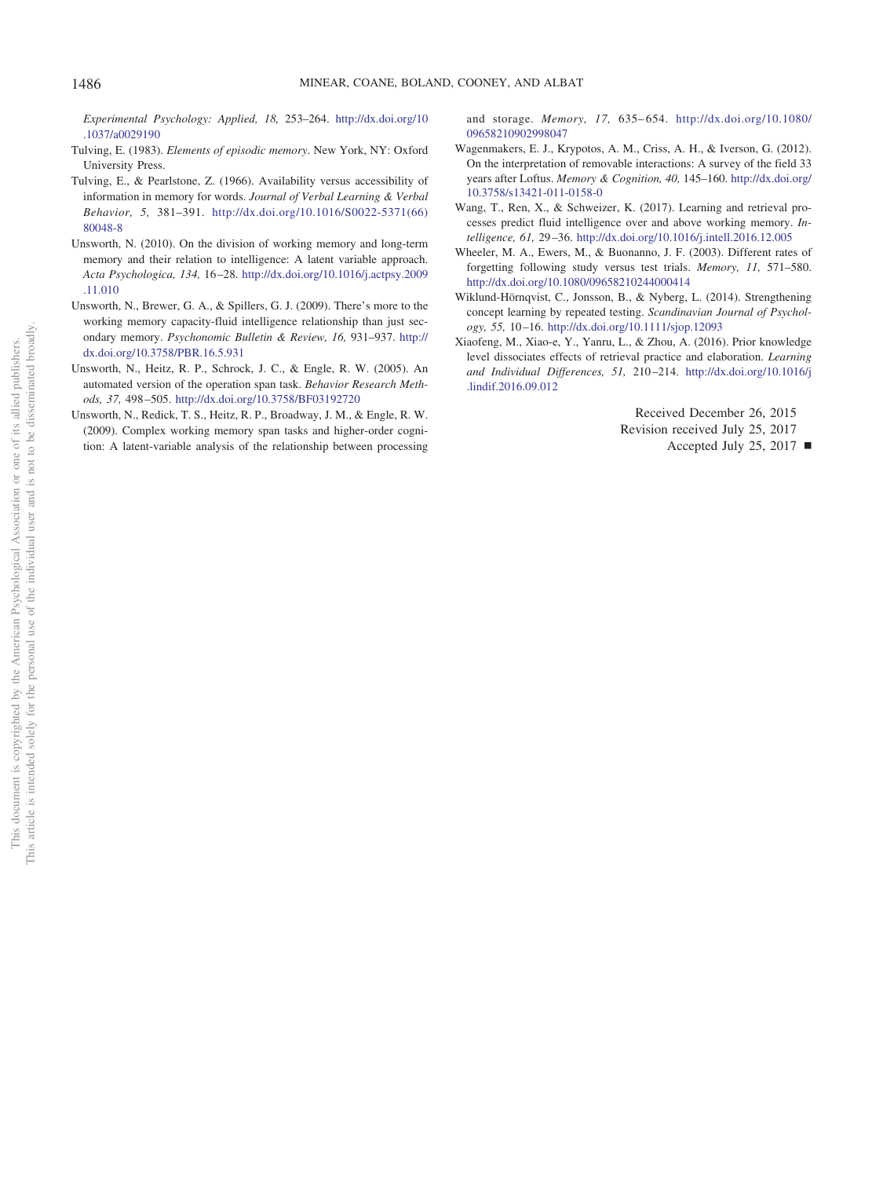*Experimental Psychology: Applied, 18,* 253–264. http://dx.doi.org/10.1037/a0029190

Tulving, E. (1983). *Elements of episodic memory*. New York, NY: Oxford University Press.

Tulving, E., & Pearlstone, Z. (1966). Availability versus accessibility of information in memory for words. *Journal of Verbal Learning & Verbal Behavior, 5,* 381–391. http://dx.doi.org/10.1016/S0022-5371(66)80048-8

Unsworth, N. (2010). On the division of working memory and long-term memory and their relation to intelligence: A latent variable approach. *Acta Psychologica, 134,* 16–28. http://dx.doi.org/10.1016/j.actpsy.2009.11.010

Unsworth, N., Brewer, G. A., & Spillers, G. J. (2009). There's more to the working memory capacity-fluid intelligence relationship than just secondary memory. *Psychonomic Bulletin & Review, 16,* 931–937. http://dx.doi.org/10.3758/PBR.16.5.931

Unsworth, N., Heitz, R. P., Schrock, J. C., & Engle, R. W. (2005). An automated version of the operation span task. *Behavior Research Methods, 37,* 498–505. http://dx.doi.org/10.3758/BF03192720

Unsworth, N., Redick, T. S., Heitz, R. P., Broadway, J. M., & Engle, R. W. (2009). Complex working memory span tasks and higher-order cognition: A latent-variable analysis of the relationship between processing and storage. *Memory, 17,* 635–654. http://dx.doi.org/10.1080/09658210902998047

Wagenmakers, E. J., Krypotos, A. M., Criss, A. H., & Iverson, G. (2012). On the interpretation of removable interactions: A survey of the field 33 years after Loftus. *Memory & Cognition, 40,* 145–160. http://dx.doi.org/10.3758/s13421-011-0158-0

Wang, T., Ren, X., & Schweizer, K. (2017). Learning and retrieval processes predict fluid intelligence over and above working memory. *Intelligence, 61,* 29–36. http://dx.doi.org/10.1016/j.intell.2016.12.005

Wheeler, M. A., Ewers, M., & Buonanno, J. F. (2003). Different rates of forgetting following study versus test trials. *Memory, 11,* 571–580. http://dx.doi.org/10.1080/09658210244000414

Wiklund-Hörnqvist, C., Jonsson, B., & Nyberg, L. (2014). Strengthening concept learning by repeated testing. *Scandinavian Journal of Psychology, 55,* 10–16. http://dx.doi.org/10.1111/sjop.12093

Xiaofeng, M., Xiao-e, Y., Yanru, L., & Zhou, A. (2016). Prior knowledge level dissociates effects of retrieval practice and elaboration. *Learning and Individual Differences, 51,* 210–214. http://dx.doi.org/10.1016/j.lindif.2016.09.012

Received December 26, 2015
Revision received July 25, 2017
Accepted July 25, 2017 ■